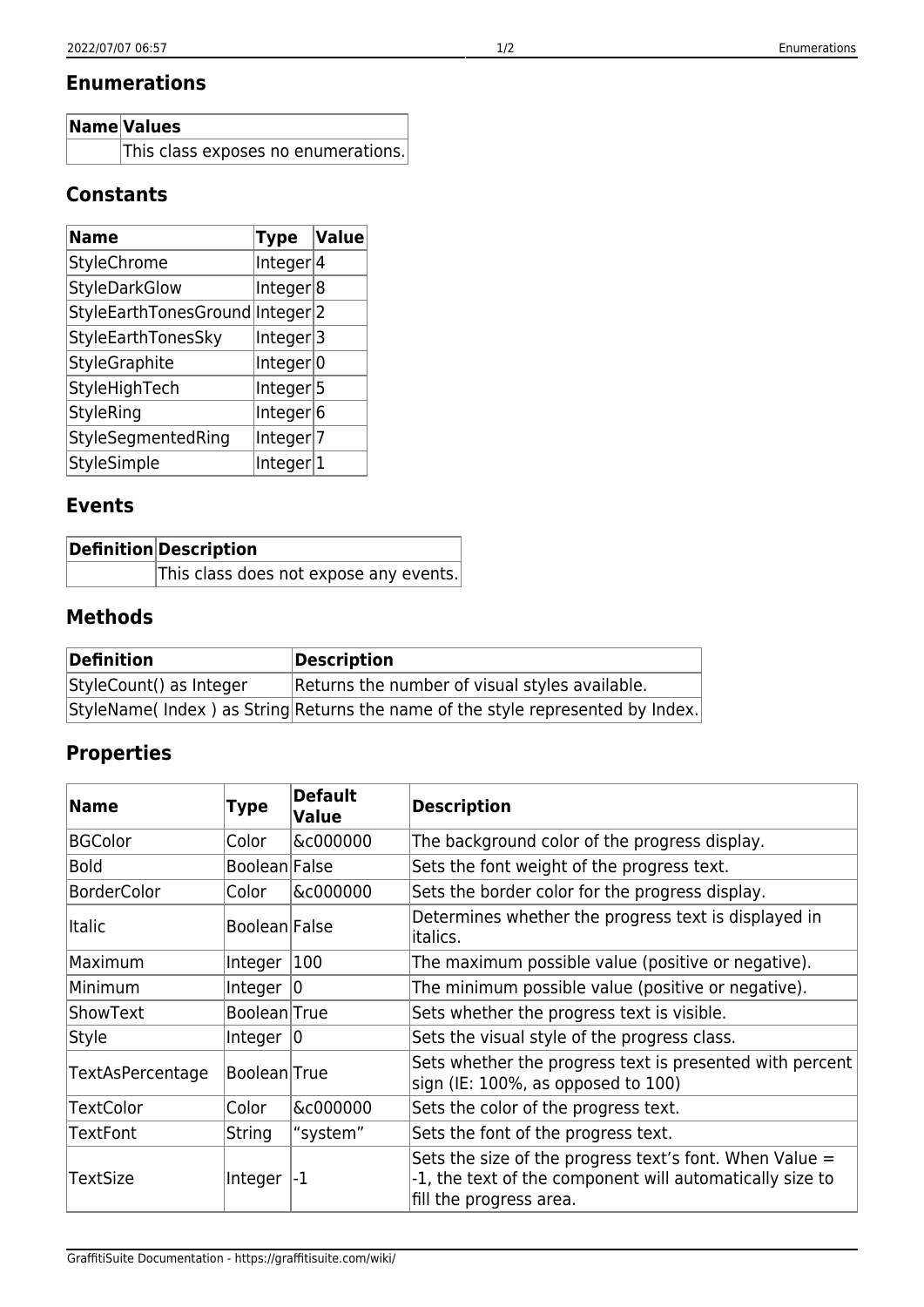## Enumerations

| Name | Values |
| --- | --- |
| | This class exposes no enumerations. |

## Constants

| Name | Type | Value |
| --- | --- | --- |
| StyleChrome | Integer | 4 |
| StyleDarkGlow | Integer | 8 |
| StyleEarthTonesGround | Integer | 2 |
| StyleEarthTonesSky | Integer | 3 |
| StyleGraphite | Integer | 0 |
| StyleHighTech | Integer | 5 |
| StyleRing | Integer | 6 |
| StyleSegmentedRing | Integer | 7 |
| StyleSimple | Integer | 1 |

## Events

| Definition | Description |
| --- | --- |
| | This class does not expose any events. |

## Methods

| Definition | Description |
| --- | --- |
| StyleCount() as Integer | Returns the number of visual styles available. |
| StyleName( Index ) as String | Returns the name of the style represented by Index. |

## Properties

| Name | Type | Default Value | Description |
| --- | --- | --- | --- |
| BGColor | Color | &c000000 | The background color of the progress display. |
| Bold | Boolean | False | Sets the font weight of the progress text. |
| BorderColor | Color | &c000000 | Sets the border color for the progress display. |
| Italic | Boolean | False | Determines whether the progress text is displayed in italics. |
| Maximum | Integer | 100 | The maximum possible value (positive or negative). |
| Minimum | Integer | 0 | The minimum possible value (positive or negative). |
| ShowText | Boolean | True | Sets whether the progress text is visible. |
| Style | Integer | 0 | Sets the visual style of the progress class. |
| TextAsPercentage | Boolean | True | Sets whether the progress text is presented with percent sign (IE: 100%, as opposed to 100) |
| TextColor | Color | &c000000 | Sets the color of the progress text. |
| TextFont | String | "system" | Sets the font of the progress text. |
| TextSize | Integer | -1 | Sets the size of the progress text's font. When Value = -1, the text of the component will automatically size to fill the progress area. |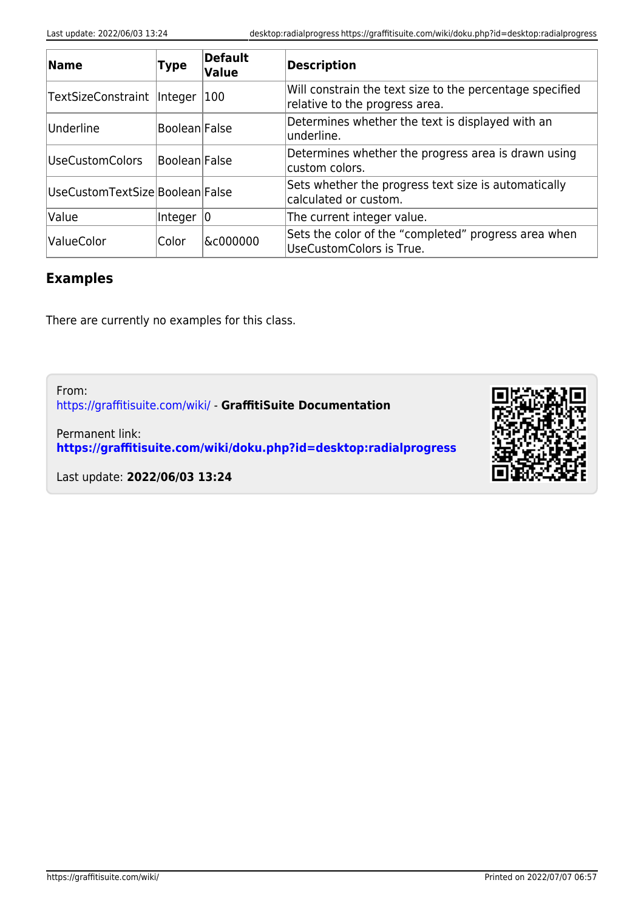| Name | Type | Default Value | Description |
|---|---|---|---|
| TextSizeConstraint | Integer | 100 | Will constrain the text size to the percentage specified relative to the progress area. |
| Underline | Boolean | False | Determines whether the text is displayed with an underline. |
| UseCustomColors | Boolean | False | Determines whether the progress area is drawn using custom colors. |
| UseCustomTextSize | Boolean | False | Sets whether the progress text size is automatically calculated or custom. |
| Value | Integer | 0 | The current integer value. |
| ValueColor | Color | &c000000 | Sets the color of the “completed” progress area when UseCustomColors is True. |

## Examples

There are currently no examples for this class.

From:
https://graffitisuite.com/wiki/ - **GraffitiSuite Documentation**

Permanent link:
**https://graffitisuite.com/wiki/doku.php?id=desktop:radialprogress**

Last update: **2022/06/03 13:24**